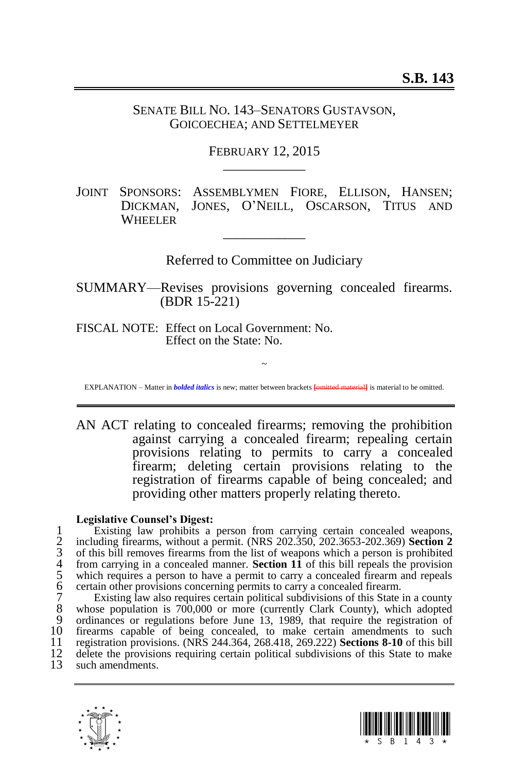# S.B. 143

SENATE BILL NO. 143–SENATORS GUSTAVSON, GOICOECHEA; AND SETTELMEYER

FEBRUARY 12, 2015

\_\_\_\_\_\_\_\_\_\_\_\_

JOINT SPONSORS: ASSEMBLYMEN FIORE, ELLISON, HANSEN; DICKMAN, JONES, O'NEILL, OSCARSON, TITUS AND WHEELER

\_\_\_\_\_\_\_\_\_\_\_\_

Referred to Committee on Judiciary

SUMMARY—Revises provisions governing concealed firearms. (BDR 15-221)

FISCAL NOTE: Effect on Local Government: No.
Effect on the State: No.

~

EXPLANATION – Matter in ***bolded italics*** is new; matter between brackets [~~omitted material~~] is material to be omitted.

---

AN ACT relating to concealed firearms; removing the prohibition against carrying a concealed firearm; repealing certain provisions relating to permits to carry a concealed firearm; deleting certain provisions relating to the registration of firearms capable of being concealed; and providing other matters properly relating thereto.

**Legislative Counsel's Digest:**

1 Existing law prohibits a person from carrying certain concealed weapons,
2 including firearms, without a permit. (NRS 202.350, 202.3653-202.369) **Section 2**
3 of this bill removes firearms from the list of weapons which a person is prohibited
4 from carrying in a concealed manner. **Section 11** of this bill repeals the provision
5 which requires a person to have a permit to carry a concealed firearm and repeals
6 certain other provisions concerning permits to carry a concealed firearm.
7 Existing law also requires certain political subdivisions of this State in a county
8 whose population is 700,000 or more (currently Clark County), which adopted
9 ordinances or regulations before June 13, 1989, that require the registration of
10 firearms capable of being concealed, to make certain amendments to such
11 registration provisions. (NRS 244.364, 268.418, 269.222) **Sections 8-10** of this bill
12 delete the provisions requiring certain political subdivisions of this State to make
13 such amendments.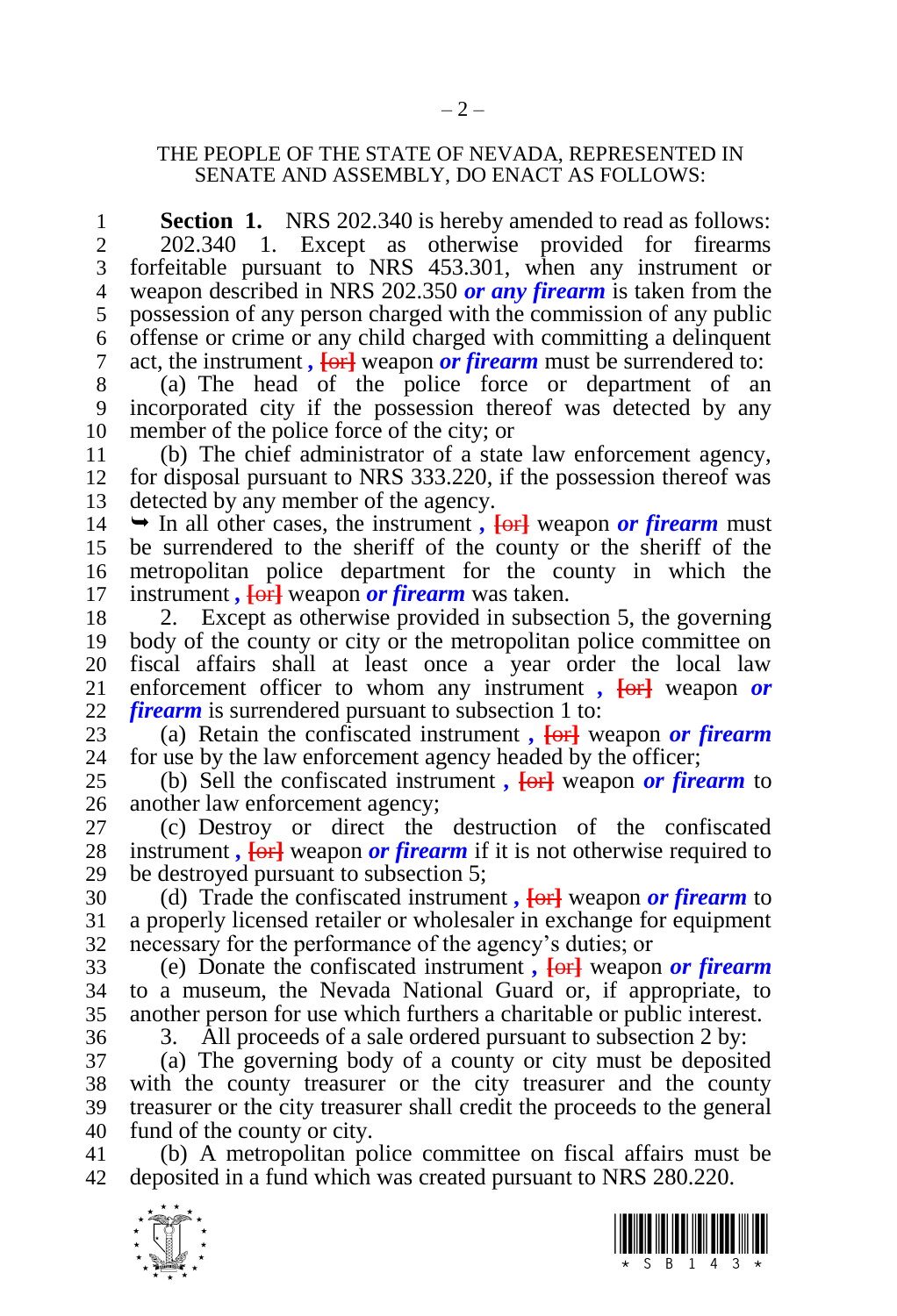THE PEOPLE OF THE STATE OF NEVADA, REPRESENTED IN SENATE AND ASSEMBLY, DO ENACT AS FOLLOWS:

**Section 1.** NRS 202.340 is hereby amended to read as follows:

202.340 1. Except as otherwise provided for firearms forfeitable pursuant to NRS 453.301, when any instrument or weapon described in NRS 202.350 ***or any firearm*** is taken from the possession of any person charged with the commission of any public offense or crime or any child charged with committing a delinquent act, the instrument ***,*** [or] weapon ***or firearm*** must be surrendered to:

(a) The head of the police force or department of an incorporated city if the possession thereof was detected by any member of the police force of the city; or

(b) The chief administrator of a state law enforcement agency, for disposal pursuant to NRS 333.220, if the possession thereof was detected by any member of the agency.

➥ In all other cases, the instrument ***,*** [or] weapon ***or firearm*** must be surrendered to the sheriff of the county or the sheriff of the metropolitan police department for the county in which the instrument ***,*** [or] weapon ***or firearm*** was taken.

2. Except as otherwise provided in subsection 5, the governing body of the county or city or the metropolitan police committee on fiscal affairs shall at least once a year order the local law enforcement officer to whom any instrument ***,*** [or] weapon ***or firearm*** is surrendered pursuant to subsection 1 to:

(a) Retain the confiscated instrument ***,*** [or] weapon ***or firearm*** for use by the law enforcement agency headed by the officer;

(b) Sell the confiscated instrument ***,*** [or] weapon ***or firearm*** to another law enforcement agency;

(c) Destroy or direct the destruction of the confiscated instrument ***,*** [or] weapon ***or firearm*** if it is not otherwise required to be destroyed pursuant to subsection 5;

(d) Trade the confiscated instrument ***,*** [or] weapon ***or firearm*** to a properly licensed retailer or wholesaler in exchange for equipment necessary for the performance of the agency's duties; or

(e) Donate the confiscated instrument ***,*** [or] weapon ***or firearm*** to a museum, the Nevada National Guard or, if appropriate, to another person for use which furthers a charitable or public interest.

3. All proceeds of a sale ordered pursuant to subsection 2 by:

(a) The governing body of a county or city must be deposited with the county treasurer or the city treasurer and the county treasurer or the city treasurer shall credit the proceeds to the general fund of the county or city.

(b) A metropolitan police committee on fiscal affairs must be deposited in a fund which was created pursuant to NRS 280.220.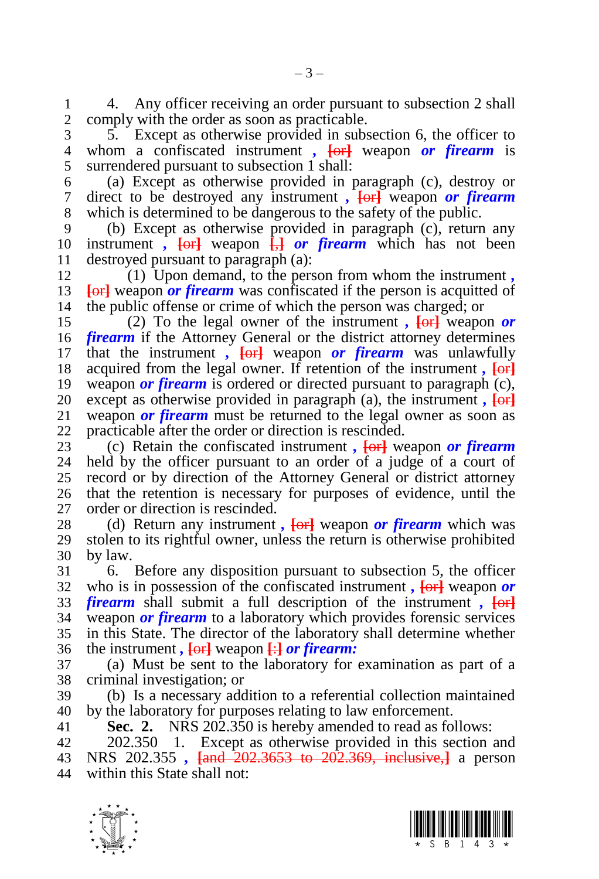4. Any officer receiving an order pursuant to subsection 2 shall comply with the order as soon as practicable.

5. Except as otherwise provided in subsection 6, the officer to whom a confiscated instrument ***,*** [or] weapon ***or firearm*** is surrendered pursuant to subsection 1 shall:

(a) Except as otherwise provided in paragraph (c), destroy or direct to be destroyed any instrument ***,*** [or] weapon ***or firearm*** which is determined to be dangerous to the safety of the public.

(b) Except as otherwise provided in paragraph (c), return any instrument ***,*** [or] weapon [,] ***or firearm*** which has not been destroyed pursuant to paragraph (a):

(1) Upon demand, to the person from whom the instrument ***,*** [or] weapon ***or firearm*** was confiscated if the person is acquitted of the public offense or crime of which the person was charged; or

(2) To the legal owner of the instrument ***,*** [or] weapon ***or firearm*** if the Attorney General or the district attorney determines that the instrument ***,*** [or] weapon ***or firearm*** was unlawfully acquired from the legal owner. If retention of the instrument ***,*** [or] weapon ***or firearm*** is ordered or directed pursuant to paragraph (c), except as otherwise provided in paragraph (a), the instrument ***,*** [or] weapon ***or firearm*** must be returned to the legal owner as soon as practicable after the order or direction is rescinded.

(c) Retain the confiscated instrument ***,*** [or] weapon ***or firearm*** held by the officer pursuant to an order of a judge of a court of record or by direction of the Attorney General or district attorney that the retention is necessary for purposes of evidence, until the order or direction is rescinded.

(d) Return any instrument ***,*** [or] weapon ***or firearm*** which was stolen to its rightful owner, unless the return is otherwise prohibited by law.

6. Before any disposition pursuant to subsection 5, the officer who is in possession of the confiscated instrument ***,*** [or] weapon ***or firearm*** shall submit a full description of the instrument ***,*** [or] weapon ***or firearm*** to a laboratory which provides forensic services in this State. The director of the laboratory shall determine whether the instrument ***,*** [or] weapon [:] ***or firearm:***

(a) Must be sent to the laboratory for examination as part of a criminal investigation; or

(b) Is a necessary addition to a referential collection maintained by the laboratory for purposes relating to law enforcement.

**Sec. 2.** NRS 202.350 is hereby amended to read as follows:

202.350 1. Except as otherwise provided in this section and NRS 202.355 ***,*** [and 202.3653 to 202.369, inclusive,] a person within this State shall not: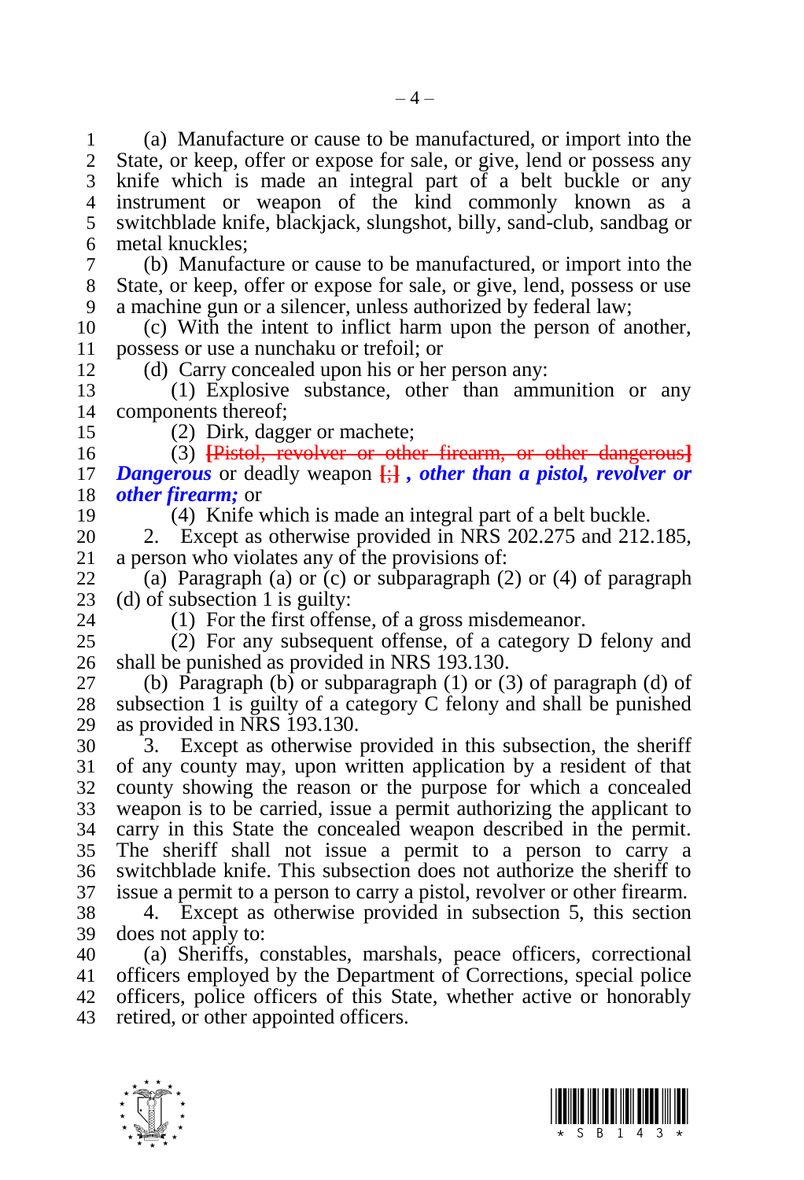(a) Manufacture or cause to be manufactured, or import into the State, or keep, offer or expose for sale, or give, lend or possess any knife which is made an integral part of a belt buckle or any instrument or weapon of the kind commonly known as a switchblade knife, blackjack, slungshot, billy, sand-club, sandbag or metal knuckles;

(b) Manufacture or cause to be manufactured, or import into the State, or keep, offer or expose for sale, or give, lend, possess or use a machine gun or a silencer, unless authorized by federal law;

(c) With the intent to inflict harm upon the person of another, possess or use a nunchaku or trefoil; or

(d) Carry concealed upon his or her person any:

(1) Explosive substance, other than ammunition or any components thereof;

(2) Dirk, dagger or machete;

(3) ~~[Pistol, revolver or other firearm, or other dangerous]~~ ***Dangerous*** or deadly weapon ~~[;]~~ ***, other than a pistol, revolver or other firearm;*** or

(4) Knife which is made an integral part of a belt buckle.

2. Except as otherwise provided in NRS 202.275 and 212.185, a person who violates any of the provisions of:

(a) Paragraph (a) or (c) or subparagraph (2) or (4) of paragraph (d) of subsection 1 is guilty:

(1) For the first offense, of a gross misdemeanor.

(2) For any subsequent offense, of a category D felony and shall be punished as provided in NRS 193.130.

(b) Paragraph (b) or subparagraph (1) or (3) of paragraph (d) of subsection 1 is guilty of a category C felony and shall be punished as provided in NRS 193.130.

3. Except as otherwise provided in this subsection, the sheriff of any county may, upon written application by a resident of that county showing the reason or the purpose for which a concealed weapon is to be carried, issue a permit authorizing the applicant to carry in this State the concealed weapon described in the permit. The sheriff shall not issue a permit to a person to carry a switchblade knife. This subsection does not authorize the sheriff to issue a permit to a person to carry a pistol, revolver or other firearm.

4. Except as otherwise provided in subsection 5, this section does not apply to:

(a) Sheriffs, constables, marshals, peace officers, correctional officers employed by the Department of Corrections, special police officers, police officers of this State, whether active or honorably retired, or other appointed officers.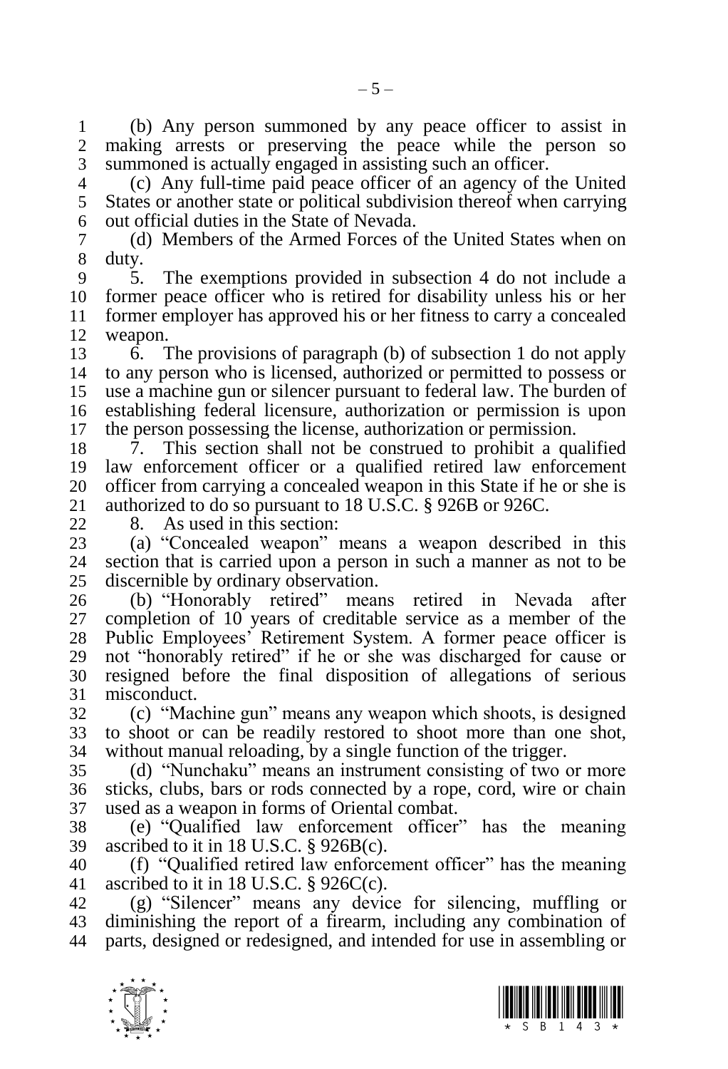(b) Any person summoned by any peace officer to assist in making arrests or preserving the peace while the person so summoned is actually engaged in assisting such an officer.

(c) Any full-time paid peace officer of an agency of the United States or another state or political subdivision thereof when carrying out official duties in the State of Nevada.

(d) Members of the Armed Forces of the United States when on duty.

5. The exemptions provided in subsection 4 do not include a former peace officer who is retired for disability unless his or her former employer has approved his or her fitness to carry a concealed weapon.

6. The provisions of paragraph (b) of subsection 1 do not apply to any person who is licensed, authorized or permitted to possess or use a machine gun or silencer pursuant to federal law. The burden of establishing federal licensure, authorization or permission is upon the person possessing the license, authorization or permission.

7. This section shall not be construed to prohibit a qualified law enforcement officer or a qualified retired law enforcement officer from carrying a concealed weapon in this State if he or she is authorized to do so pursuant to 18 U.S.C. § 926B or 926C.

8. As used in this section:

(a) "Concealed weapon" means a weapon described in this section that is carried upon a person in such a manner as not to be discernible by ordinary observation.

(b) "Honorably retired" means retired in Nevada after completion of 10 years of creditable service as a member of the Public Employees' Retirement System. A former peace officer is not "honorably retired" if he or she was discharged for cause or resigned before the final disposition of allegations of serious misconduct.

(c) "Machine gun" means any weapon which shoots, is designed to shoot or can be readily restored to shoot more than one shot, without manual reloading, by a single function of the trigger.

(d) "Nunchaku" means an instrument consisting of two or more sticks, clubs, bars or rods connected by a rope, cord, wire or chain used as a weapon in forms of Oriental combat.

(e) "Qualified law enforcement officer" has the meaning ascribed to it in 18 U.S.C. § 926B(c).

(f) "Qualified retired law enforcement officer" has the meaning ascribed to it in 18 U.S.C. § 926C(c).

(g) "Silencer" means any device for silencing, muffling or diminishing the report of a firearm, including any combination of parts, designed or redesigned, and intended for use in assembling or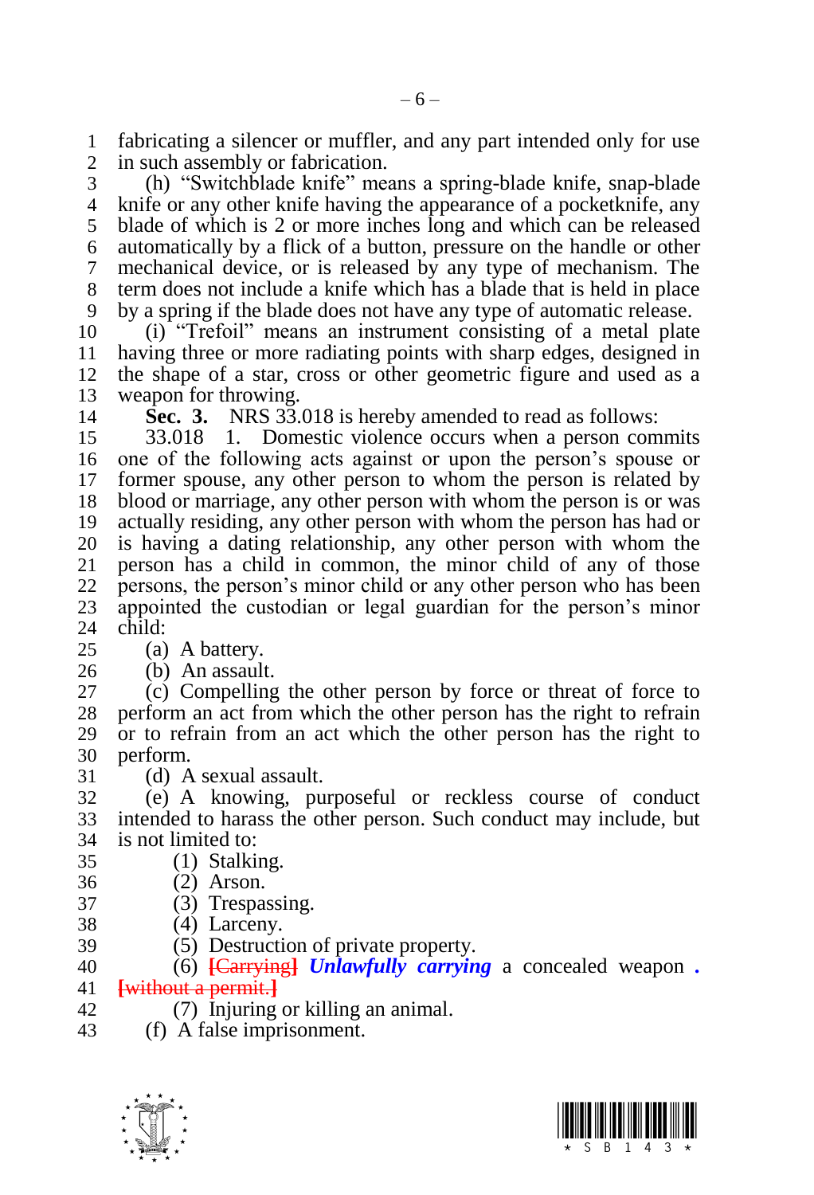fabricating a silencer or muffler, and any part intended only for use in such assembly or fabrication.

(h) "Switchblade knife" means a spring-blade knife, snap-blade knife or any other knife having the appearance of a pocketknife, any blade of which is 2 or more inches long and which can be released automatically by a flick of a button, pressure on the handle or other mechanical device, or is released by any type of mechanism. The term does not include a knife which has a blade that is held in place by a spring if the blade does not have any type of automatic release.

(i) "Trefoil" means an instrument consisting of a metal plate having three or more radiating points with sharp edges, designed in the shape of a star, cross or other geometric figure and used as a weapon for throwing.

**Sec. 3.** NRS 33.018 is hereby amended to read as follows:

33.018 1. Domestic violence occurs when a person commits one of the following acts against or upon the person's spouse or former spouse, any other person to whom the person is related by blood or marriage, any other person with whom the person is or was actually residing, any other person with whom the person has had or is having a dating relationship, any other person with whom the person has a child in common, the minor child of any of those persons, the person's minor child or any other person who has been appointed the custodian or legal guardian for the person's minor child:

(a) A battery.

(b) An assault.

(c) Compelling the other person by force or threat of force to perform an act from which the other person has the right to refrain or to refrain from an act which the other person has the right to perform.

(d) A sexual assault.

(e) A knowing, purposeful or reckless course of conduct intended to harass the other person. Such conduct may include, but is not limited to:

(1) Stalking.

(2) Arson.

(3) Trespassing.

(4) Larceny.

(5) Destruction of private property.

(6) [Carrying] ***Unlawfully carrying*** a concealed weapon ***.*** [without a permit.]

(7) Injuring or killing an animal.

(f) A false imprisonment.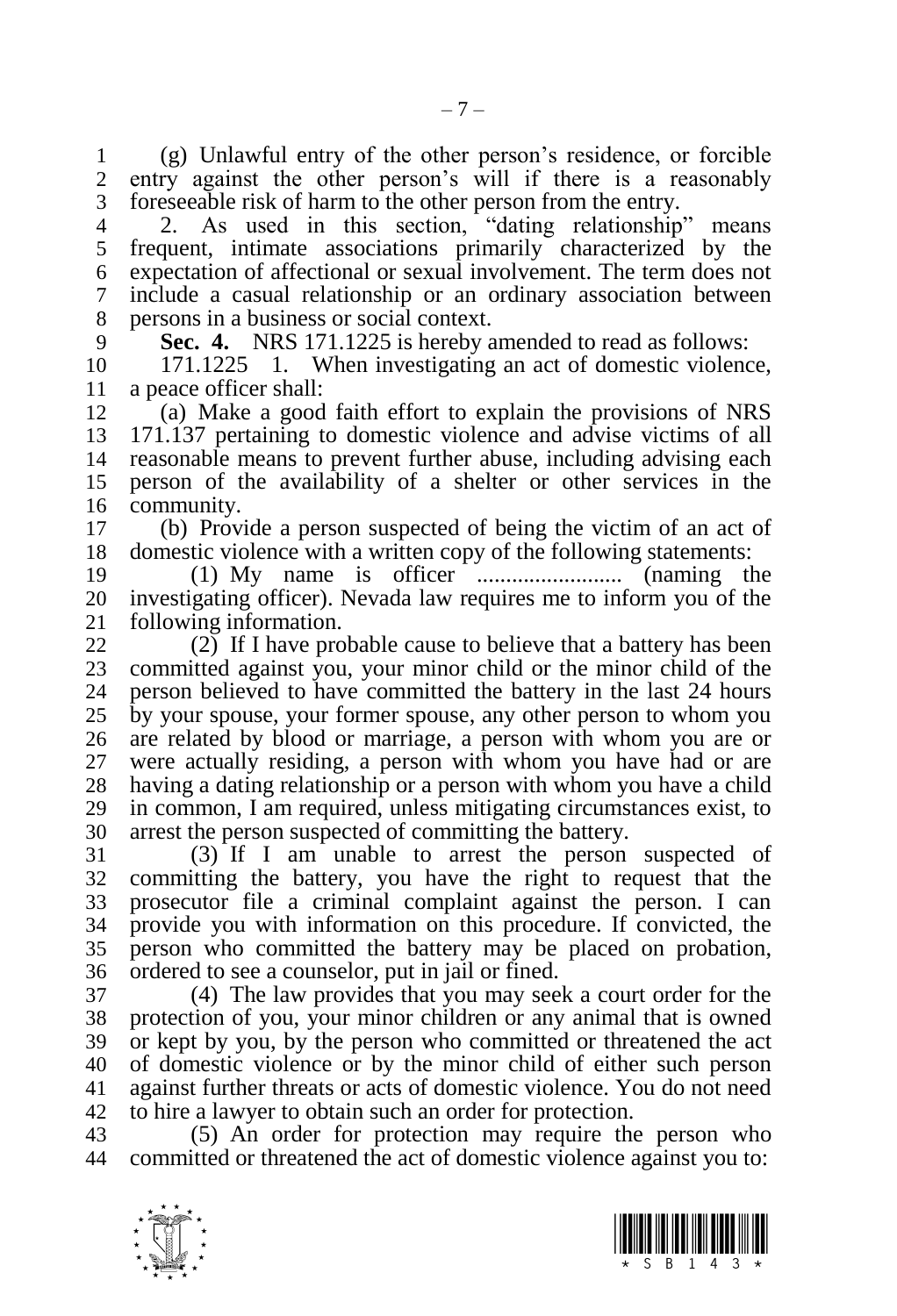(g) Unlawful entry of the other person's residence, or forcible entry against the other person's will if there is a reasonably foreseeable risk of harm to the other person from the entry.

2. As used in this section, "dating relationship" means frequent, intimate associations primarily characterized by the expectation of affectional or sexual involvement. The term does not include a casual relationship or an ordinary association between persons in a business or social context.

**Sec. 4.** NRS 171.1225 is hereby amended to read as follows:

171.1225 1. When investigating an act of domestic violence, a peace officer shall:

(a) Make a good faith effort to explain the provisions of NRS 171.137 pertaining to domestic violence and advise victims of all reasonable means to prevent further abuse, including advising each person of the availability of a shelter or other services in the community.

(b) Provide a person suspected of being the victim of an act of domestic violence with a written copy of the following statements:

(1) My name is officer ......................... (naming the investigating officer). Nevada law requires me to inform you of the following information.

(2) If I have probable cause to believe that a battery has been committed against you, your minor child or the minor child of the person believed to have committed the battery in the last 24 hours by your spouse, your former spouse, any other person to whom you are related by blood or marriage, a person with whom you are or were actually residing, a person with whom you have had or are having a dating relationship or a person with whom you have a child in common, I am required, unless mitigating circumstances exist, to arrest the person suspected of committing the battery.

(3) If I am unable to arrest the person suspected of committing the battery, you have the right to request that the prosecutor file a criminal complaint against the person. I can provide you with information on this procedure. If convicted, the person who committed the battery may be placed on probation, ordered to see a counselor, put in jail or fined.

(4) The law provides that you may seek a court order for the protection of you, your minor children or any animal that is owned or kept by you, by the person who committed or threatened the act of domestic violence or by the minor child of either such person against further threats or acts of domestic violence. You do not need to hire a lawyer to obtain such an order for protection.

(5) An order for protection may require the person who committed or threatened the act of domestic violence against you to: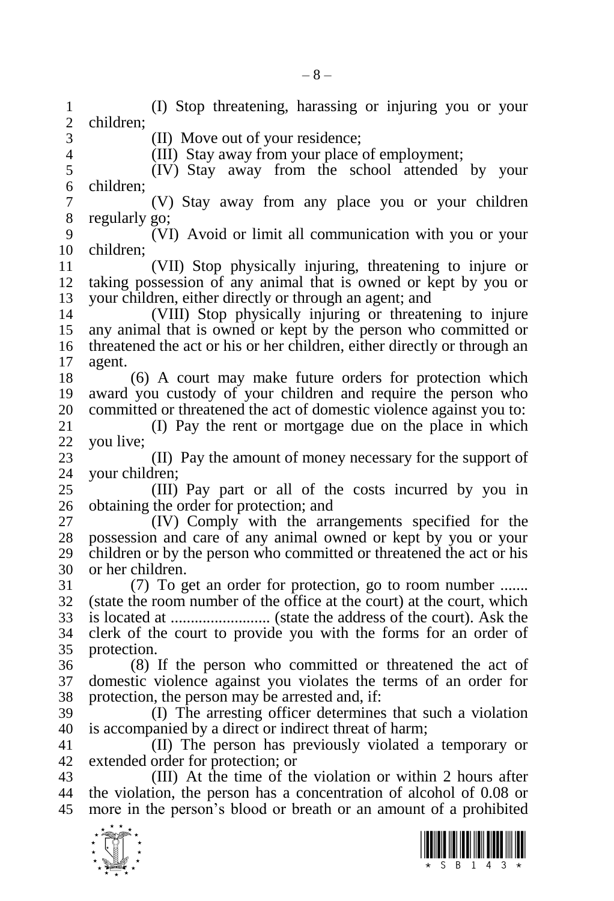(I) Stop threatening, harassing or injuring you or your children;

(II) Move out of your residence;

(III) Stay away from your place of employment;

(IV) Stay away from the school attended by your children;

(V) Stay away from any place you or your children regularly go;

(VI) Avoid or limit all communication with you or your children;

(VII) Stop physically injuring, threatening to injure or taking possession of any animal that is owned or kept by you or your children, either directly or through an agent; and

(VIII) Stop physically injuring or threatening to injure any animal that is owned or kept by the person who committed or threatened the act or his or her children, either directly or through an agent.

(6) A court may make future orders for protection which award you custody of your children and require the person who committed or threatened the act of domestic violence against you to:

(I) Pay the rent or mortgage due on the place in which you live;

(II) Pay the amount of money necessary for the support of your children;

(III) Pay part or all of the costs incurred by you in obtaining the order for protection; and

(IV) Comply with the arrangements specified for the possession and care of any animal owned or kept by you or your children or by the person who committed or threatened the act or his or her children.

(7) To get an order for protection, go to room number ....... (state the room number of the office at the court) at the court, which is located at ......................... (state the address of the court). Ask the clerk of the court to provide you with the forms for an order of protection.

(8) If the person who committed or threatened the act of domestic violence against you violates the terms of an order for protection, the person may be arrested and, if:

(I) The arresting officer determines that such a violation is accompanied by a direct or indirect threat of harm;

(II) The person has previously violated a temporary or extended order for protection; or

(III) At the time of the violation or within 2 hours after the violation, the person has a concentration of alcohol of 0.08 or more in the person's blood or breath or an amount of a prohibited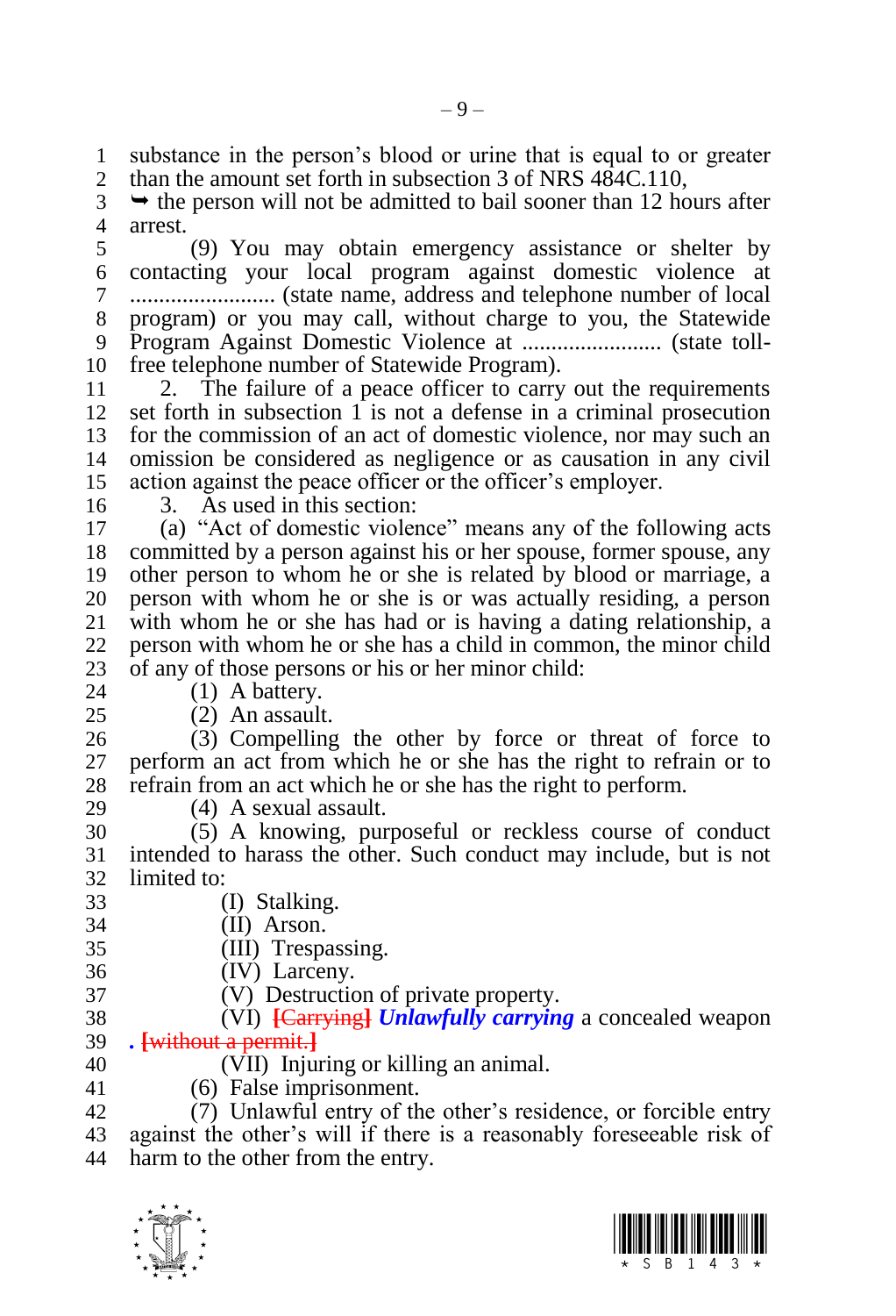substance in the person's blood or urine that is equal to or greater than the amount set forth in subsection 3 of NRS 484C.110,

➥ the person will not be admitted to bail sooner than 12 hours after arrest.

(9) You may obtain emergency assistance or shelter by contacting your local program against domestic violence at ......................... (state name, address and telephone number of local program) or you may call, without charge to you, the Statewide Program Against Domestic Violence at ........................ (state toll-free telephone number of Statewide Program).

2. The failure of a peace officer to carry out the requirements set forth in subsection 1 is not a defense in a criminal prosecution for the commission of an act of domestic violence, nor may such an omission be considered as negligence or as causation in any civil action against the peace officer or the officer's employer.

3. As used in this section:

(a) "Act of domestic violence" means any of the following acts committed by a person against his or her spouse, former spouse, any other person to whom he or she is related by blood or marriage, a person with whom he or she is or was actually residing, a person with whom he or she has had or is having a dating relationship, a person with whom he or she has a child in common, the minor child of any of those persons or his or her minor child:

(1) A battery.

(2) An assault.

(3) Compelling the other by force or threat of force to perform an act from which he or she has the right to refrain or to refrain from an act which he or she has the right to perform.

(4) A sexual assault.

(5) A knowing, purposeful or reckless course of conduct intended to harass the other. Such conduct may include, but is not limited to:

(I) Stalking.

(II) Arson.

(III) Trespassing.

(IV) Larceny.

(V) Destruction of private property.

(VI) ~~[Carrying]~~ ***Unlawfully carrying*** a concealed weapon ***.*** ~~[without a permit.]~~

(VII) Injuring or killing an animal.

(6) False imprisonment.

(7) Unlawful entry of the other's residence, or forcible entry against the other's will if there is a reasonably foreseeable risk of harm to the other from the entry.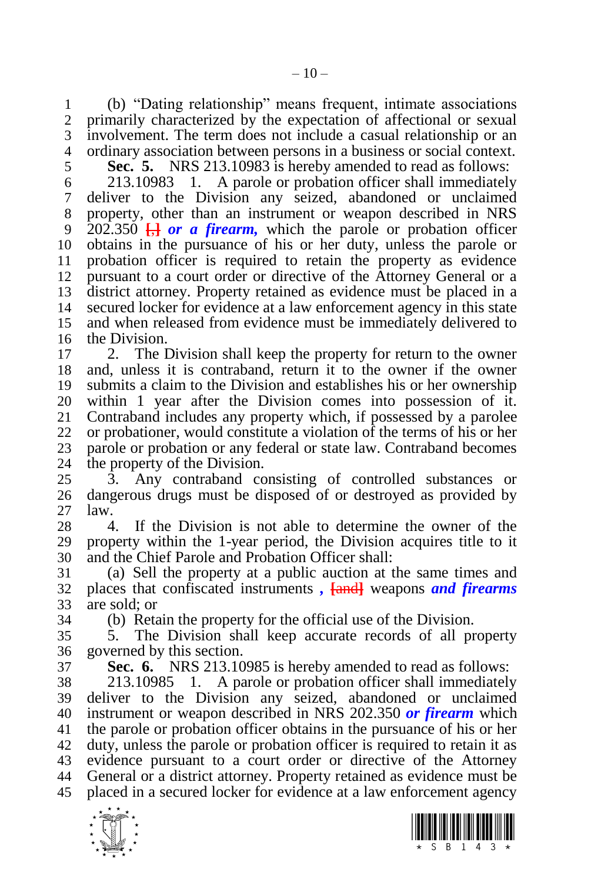(b) "Dating relationship" means frequent, intimate associations primarily characterized by the expectation of affectional or sexual involvement. The term does not include a casual relationship or an ordinary association between persons in a business or social context.

**Sec. 5.** NRS 213.10983 is hereby amended to read as follows:

213.10983 1. A parole or probation officer shall immediately deliver to the Division any seized, abandoned or unclaimed property, other than an instrument or weapon described in NRS 202.350 [,] ***or a firearm,*** which the parole or probation officer obtains in the pursuance of his or her duty, unless the parole or probation officer is required to retain the property as evidence pursuant to a court order or directive of the Attorney General or a district attorney. Property retained as evidence must be placed in a secured locker for evidence at a law enforcement agency in this state and when released from evidence must be immediately delivered to the Division.

2. The Division shall keep the property for return to the owner and, unless it is contraband, return it to the owner if the owner submits a claim to the Division and establishes his or her ownership within 1 year after the Division comes into possession of it. Contraband includes any property which, if possessed by a parolee or probationer, would constitute a violation of the terms of his or her parole or probation or any federal or state law. Contraband becomes the property of the Division.

3. Any contraband consisting of controlled substances or dangerous drugs must be disposed of or destroyed as provided by law.

4. If the Division is not able to determine the owner of the property within the 1-year period, the Division acquires title to it and the Chief Parole and Probation Officer shall:

(a) Sell the property at a public auction at the same times and places that confiscated instruments ***,*** [and] weapons ***and firearms*** are sold; or

(b) Retain the property for the official use of the Division.

5. The Division shall keep accurate records of all property governed by this section.

**Sec. 6.** NRS 213.10985 is hereby amended to read as follows:

213.10985 1. A parole or probation officer shall immediately deliver to the Division any seized, abandoned or unclaimed instrument or weapon described in NRS 202.350 ***or firearm*** which the parole or probation officer obtains in the pursuance of his or her duty, unless the parole or probation officer is required to retain it as evidence pursuant to a court order or directive of the Attorney General or a district attorney. Property retained as evidence must be placed in a secured locker for evidence at a law enforcement agency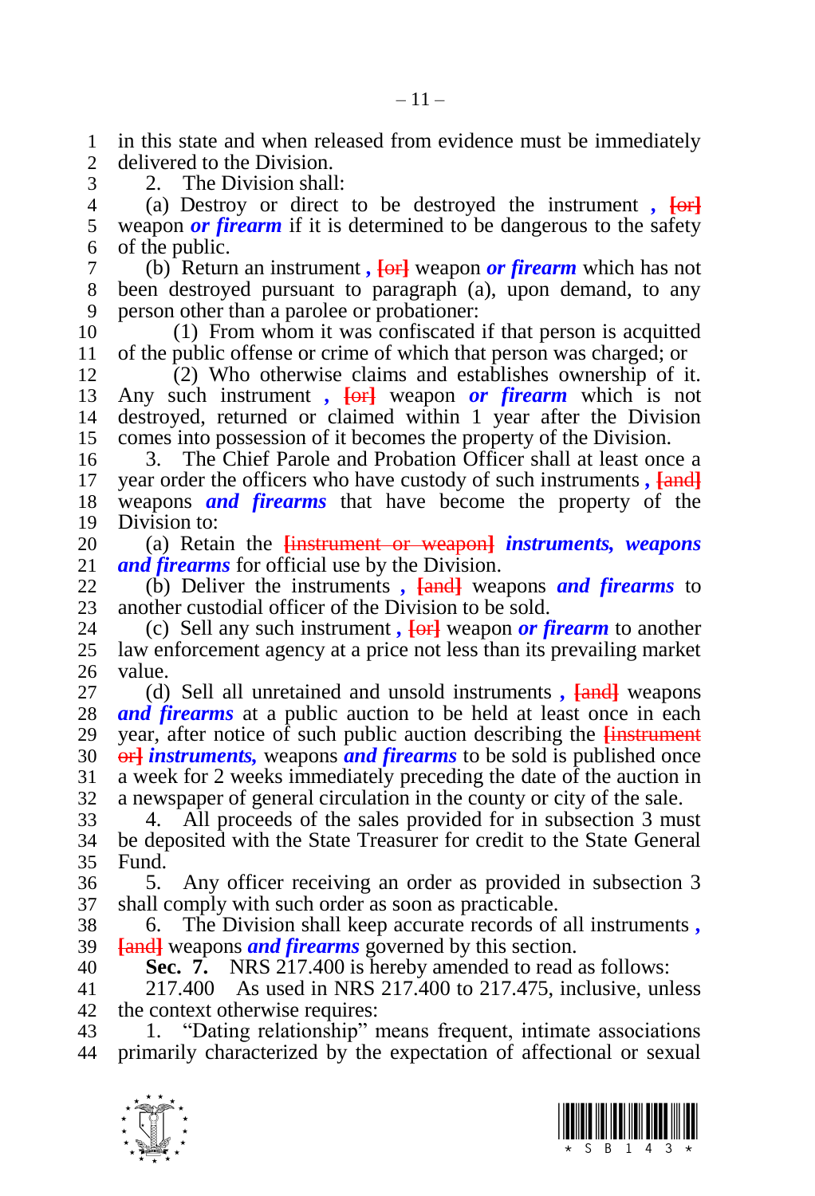in this state and when released from evidence must be immediately delivered to the Division.

2. The Division shall:

(a) Destroy or direct to be destroyed the instrument *,* [or] weapon *or firearm* if it is determined to be dangerous to the safety of the public.

(b) Return an instrument *,* [or] weapon *or firearm* which has not been destroyed pursuant to paragraph (a), upon demand, to any person other than a parolee or probationer:

(1) From whom it was confiscated if that person is acquitted of the public offense or crime of which that person was charged; or

(2) Who otherwise claims and establishes ownership of it. Any such instrument *,* [or] weapon *or firearm* which is not destroyed, returned or claimed within 1 year after the Division comes into possession of it becomes the property of the Division.

3. The Chief Parole and Probation Officer shall at least once a year order the officers who have custody of such instruments *,* [and] weapons *and firearms* that have become the property of the Division to:

(a) Retain the [instrument or weapon] *instruments, weapons and firearms* for official use by the Division.

(b) Deliver the instruments *,* [and] weapons *and firearms* to another custodial officer of the Division to be sold.

(c) Sell any such instrument *,* [or] weapon *or firearm* to another law enforcement agency at a price not less than its prevailing market value.

(d) Sell all unretained and unsold instruments *,* [and] weapons *and firearms* at a public auction to be held at least once in each year, after notice of such public auction describing the [instrument or] *instruments,* weapons *and firearms* to be sold is published once a week for 2 weeks immediately preceding the date of the auction in a newspaper of general circulation in the county or city of the sale.

4. All proceeds of the sales provided for in subsection 3 must be deposited with the State Treasurer for credit to the State General Fund.

5. Any officer receiving an order as provided in subsection 3 shall comply with such order as soon as practicable.

6. The Division shall keep accurate records of all instruments *,* [and] weapons *and firearms* governed by this section.

**Sec. 7.** NRS 217.400 is hereby amended to read as follows:

217.400 As used in NRS 217.400 to 217.475, inclusive, unless the context otherwise requires:

1. "Dating relationship" means frequent, intimate associations primarily characterized by the expectation of affectional or sexual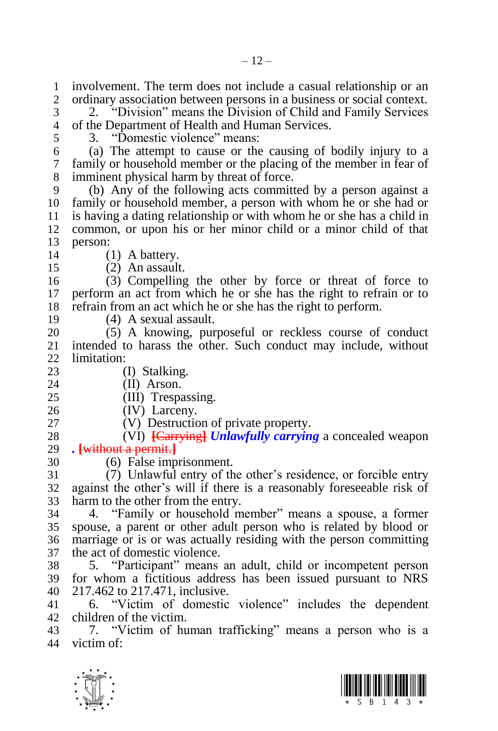involvement. The term does not include a casual relationship or an ordinary association between persons in a business or social context.

2. "Division" means the Division of Child and Family Services of the Department of Health and Human Services.

3. "Domestic violence" means:

(a) The attempt to cause or the causing of bodily injury to a family or household member or the placing of the member in fear of imminent physical harm by threat of force.

(b) Any of the following acts committed by a person against a family or household member, a person with whom he or she had or is having a dating relationship or with whom he or she has a child in common, or upon his or her minor child or a minor child of that person:

(1) A battery.

(2) An assault.

(3) Compelling the other by force or threat of force to perform an act from which he or she has the right to refrain or to refrain from an act which he or she has the right to perform.

(4) A sexual assault.

(5) A knowing, purposeful or reckless course of conduct intended to harass the other. Such conduct may include, without limitation:

(I) Stalking.

(II) Arson.

(III) Trespassing.

(IV) Larceny.

(V) Destruction of private property.

(VI) [Carrying] ***Unlawfully carrying*** a concealed weapon **.** [without a permit.]

(6) False imprisonment.

(7) Unlawful entry of the other's residence, or forcible entry against the other's will if there is a reasonably foreseeable risk of harm to the other from the entry.

4. "Family or household member" means a spouse, a former spouse, a parent or other adult person who is related by blood or marriage or is or was actually residing with the person committing the act of domestic violence.

5. "Participant" means an adult, child or incompetent person for whom a fictitious address has been issued pursuant to NRS 217.462 to 217.471, inclusive.

6. "Victim of domestic violence" includes the dependent children of the victim.

7. "Victim of human trafficking" means a person who is a victim of: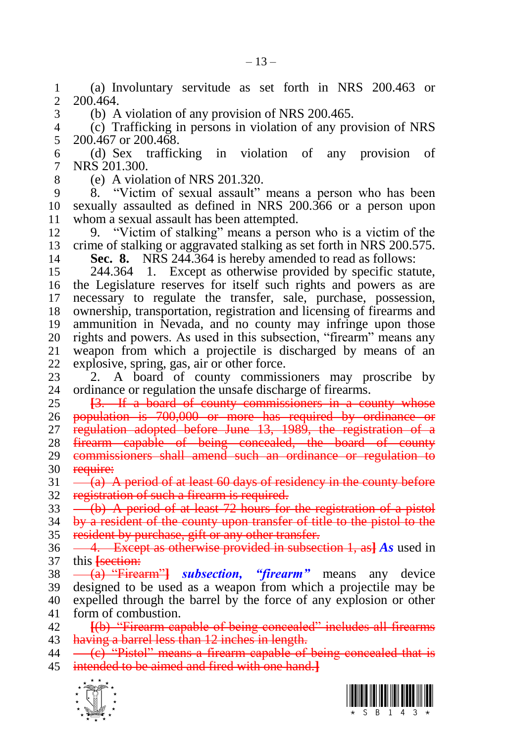(a) Involuntary servitude as set forth in NRS 200.463 or 200.464.

(b) A violation of any provision of NRS 200.465.

(c) Trafficking in persons in violation of any provision of NRS 200.467 or 200.468.

(d) Sex trafficking in violation of any provision of NRS 201.300.

(e) A violation of NRS 201.320.

8. "Victim of sexual assault" means a person who has been sexually assaulted as defined in NRS 200.366 or a person upon whom a sexual assault has been attempted.

9. "Victim of stalking" means a person who is a victim of the crime of stalking or aggravated stalking as set forth in NRS 200.575.

**Sec. 8.** NRS 244.364 is hereby amended to read as follows:

244.364 1. Except as otherwise provided by specific statute, the Legislature reserves for itself such rights and powers as are necessary to regulate the transfer, sale, purchase, possession, ownership, transportation, registration and licensing of firearms and ammunition in Nevada, and no county may infringe upon those rights and powers. As used in this subsection, "firearm" means any weapon from which a projectile is discharged by means of an explosive, spring, gas, air or other force.

2. A board of county commissioners may proscribe by ordinance or regulation the unsafe discharge of firearms.

~~[3. If a board of county commissioners in a county whose population is 700,000 or more has required by ordinance or regulation adopted before June 13, 1989, the registration of a firearm capable of being concealed, the board of county commissioners shall amend such an ordinance or regulation to require:~~

~~(a) A period of at least 60 days of residency in the county before registration of such a firearm is required.~~

~~(b) A period of at least 72 hours for the registration of a pistol by a resident of the county upon transfer of title to the pistol to the resident by purchase, gift or any other transfer.~~

~~4. Except as otherwise provided in subsection 1, as]~~ ***As*** used in this ~~[section:~~

~~(a) "Firearm"]~~ ***subsection, "firearm"*** means any device designed to be used as a weapon from which a projectile may be expelled through the barrel by the force of any explosion or other form of combustion.

~~[(b) "Firearm capable of being concealed" includes all firearms having a barrel less than 12 inches in length.~~

~~(c) "Pistol" means a firearm capable of being concealed that is intended to be aimed and fired with one hand.]~~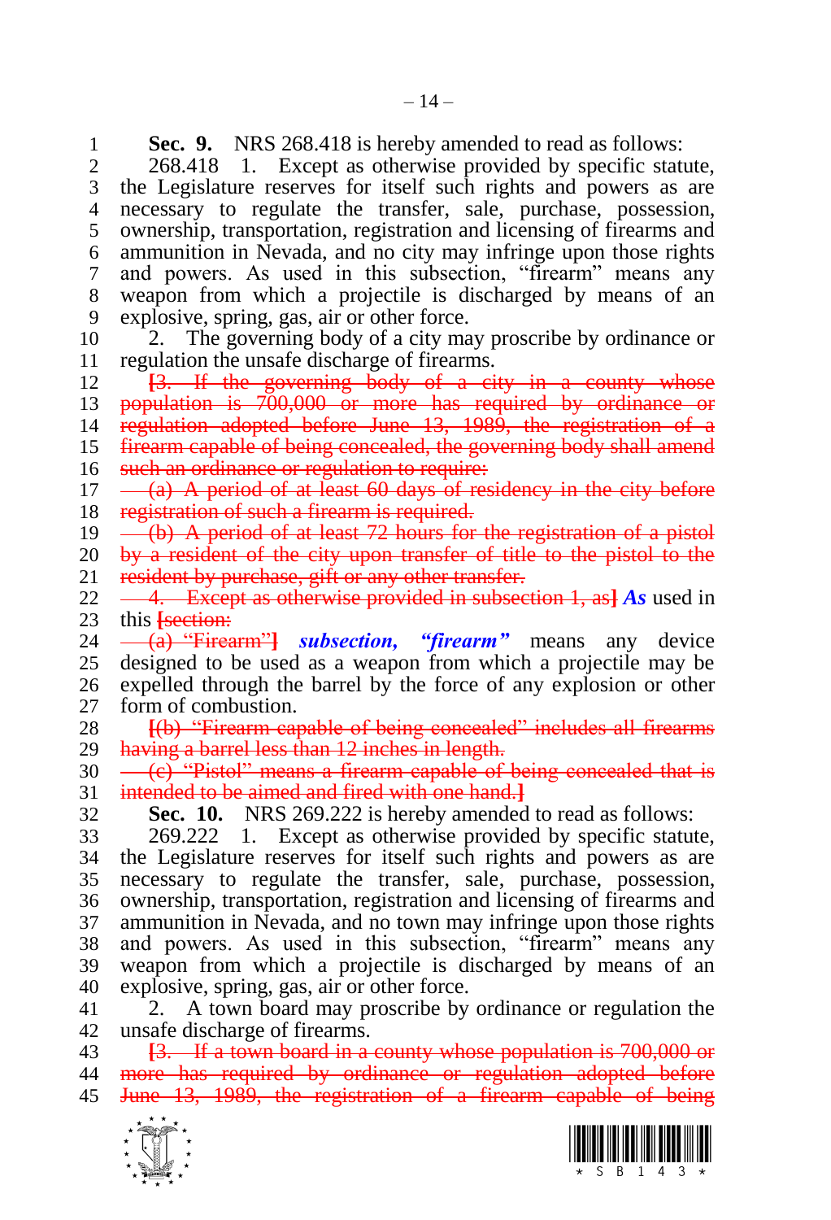**Sec. 9.** NRS 268.418 is hereby amended to read as follows:

268.418 1. Except as otherwise provided by specific statute, the Legislature reserves for itself such rights and powers as are necessary to regulate the transfer, sale, purchase, possession, ownership, transportation, registration and licensing of firearms and ammunition in Nevada, and no city may infringe upon those rights and powers. As used in this subsection, "firearm" means any weapon from which a projectile is discharged by means of an explosive, spring, gas, air or other force.

2. The governing body of a city may proscribe by ordinance or regulation the unsafe discharge of firearms.

~~[3. If the governing body of a city in a county whose population is 700,000 or more has required by ordinance or regulation adopted before June 13, 1989, the registration of a firearm capable of being concealed, the governing body shall amend such an ordinance or regulation to require:~~

~~(a) A period of at least 60 days of residency in the city before registration of such a firearm is required.~~

~~(b) A period of at least 72 hours for the registration of a pistol by a resident of the city upon transfer of title to the pistol to the resident by purchase, gift or any other transfer.~~

~~4. Except as otherwise provided in subsection 1, as]~~ ***As*** used in this ~~[section:~~

~~(a) "Firearm"]~~ ***subsection, "firearm"*** means any device designed to be used as a weapon from which a projectile may be expelled through the barrel by the force of any explosion or other form of combustion.

~~[(b) "Firearm capable of being concealed" includes all firearms having a barrel less than 12 inches in length.~~

~~(c) "Pistol" means a firearm capable of being concealed that is intended to be aimed and fired with one hand.]~~

**Sec. 10.** NRS 269.222 is hereby amended to read as follows:

269.222 1. Except as otherwise provided by specific statute, the Legislature reserves for itself such rights and powers as are necessary to regulate the transfer, sale, purchase, possession, ownership, transportation, registration and licensing of firearms and ammunition in Nevada, and no town may infringe upon those rights and powers. As used in this subsection, "firearm" means any weapon from which a projectile is discharged by means of an explosive, spring, gas, air or other force.

2. A town board may proscribe by ordinance or regulation the unsafe discharge of firearms.

~~[3. If a town board in a county whose population is 700,000 or more has required by ordinance or regulation adopted before June 13, 1989, the registration of a firearm capable of being~~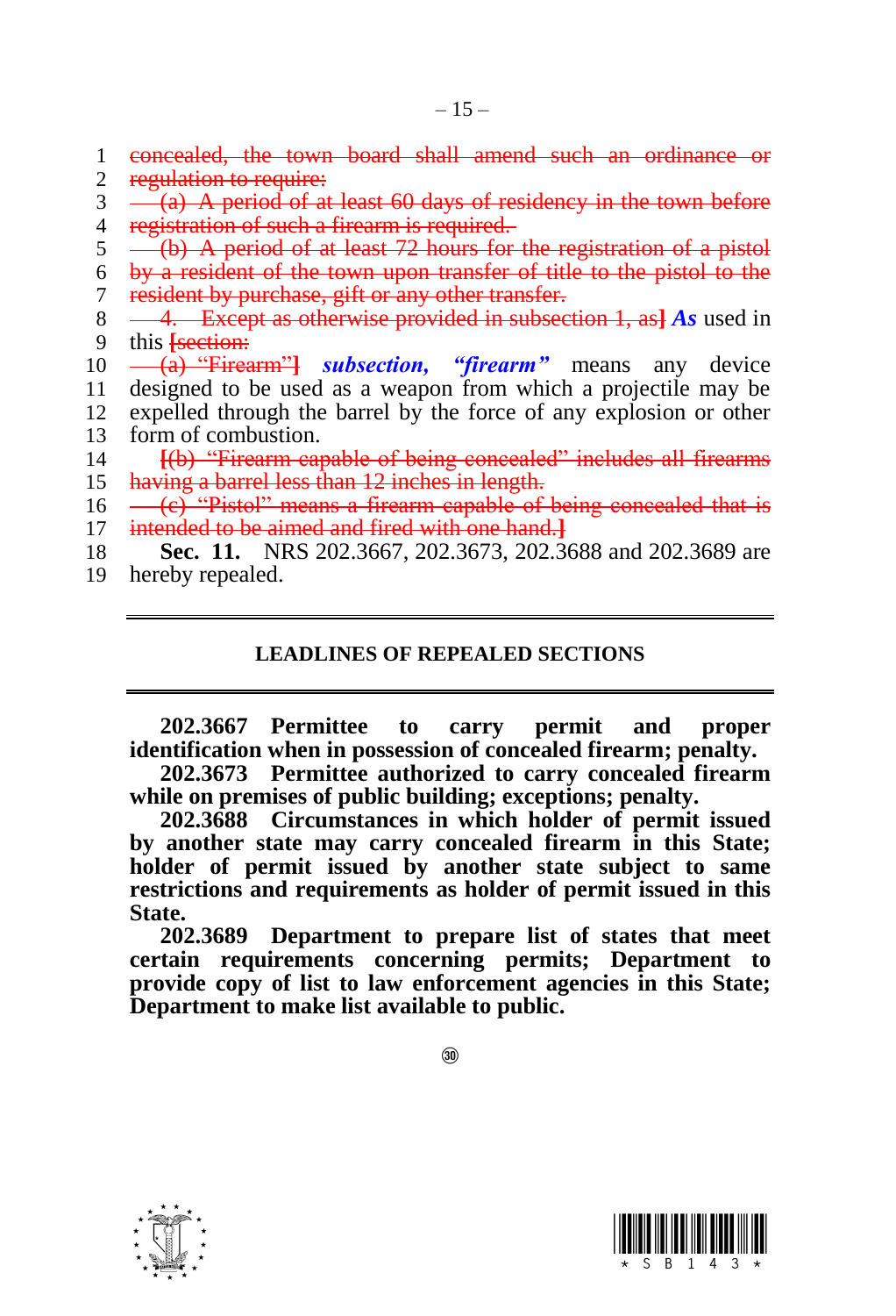1 ~~concealed, the town board shall amend such an ordinance or~~
2 ~~regulation to require:~~
3 ~~(a) A period of at least 60 days of residency in the town before~~
4 ~~registration of such a firearm is required.~~
5 ~~(b) A period of at least 72 hours for the registration of a pistol~~
6 ~~by a resident of the town upon transfer of title to the pistol to the~~
7 ~~resident by purchase, gift or any other transfer.~~
8 ~~4. Except as otherwise provided in subsection 1, as~~**]** ***As*** used in
9 this **[**~~section:~~
10 ~~(a) "Firearm"~~**]** ***subsection, "firearm"*** means any device
11 designed to be used as a weapon from which a projectile may be
12 expelled through the barrel by the force of any explosion or other
13 form of combustion.
14 **[**~~(b) "Firearm capable of being concealed" includes all firearms~~
15 ~~having a barrel less than 12 inches in length.~~
16 ~~(c) "Pistol" means a firearm capable of being concealed that is~~
17 ~~intended to be aimed and fired with one hand.~~**]**
18 **Sec. 11.** NRS 202.3667, 202.3673, 202.3688 and 202.3689 are
19 hereby repealed.

---

## LEADLINES OF REPEALED SECTIONS

---

**202.3667 Permittee to carry permit and proper identification when in possession of concealed firearm; penalty.**

**202.3673 Permittee authorized to carry concealed firearm while on premises of public building; exceptions; penalty.**

**202.3688 Circumstances in which holder of permit issued by another state may carry concealed firearm in this State; holder of permit issued by another state subject to same restrictions and requirements as holder of permit issued in this State.**

**202.3689 Department to prepare list of states that meet certain requirements concerning permits; Department to provide copy of list to law enforcement agencies in this State; Department to make list available to public.**

⑩